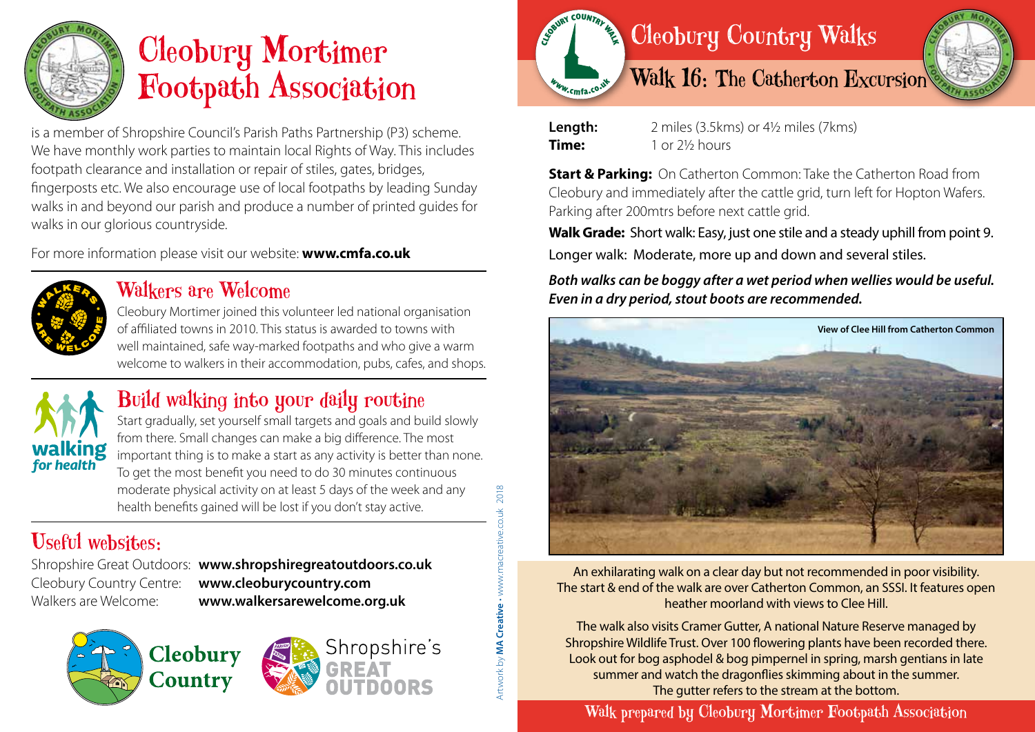# Cleobury Mortimer Footpath Association

is a member of Shropshire Council's Parish Paths Partnership (P3) scheme. We have monthly work parties to maintain local Rights of Way. This includes footpath clearance and installation or repair of stiles, gates, bridges, fingerposts etc. We also encourage use of local footpaths by leading Sunday walks in and beyond our parish and produce a number of printed guides for walks in our glorious countryside.

For more information please visit our website: **www.cmfa.co.uk**

## Walkers are Welcome

Cleobury Mortimer joined this volunteer led national organisation of affiliated towns in 2010. This status is awarded to towns with well maintained, safe way-marked footpaths and who give a warm welcome to walkers in their accommodation, pubs, cafes, and shops.

## Build walking into your daily routine

Start gradually, set yourself small targets and goals and build slowly from there. Small changes can make a big difference. The most important thing is to make a start as any activity is better than none. To get the most benefit you need to do 30 minutes continuous moderate physical activity on at least 5 days of the week and any health benefits gained will be lost if you don't stay active.

## Useful websites:

Shropshire Great Outdoors: **www.shropshiregreatoutdoors.co.uk**
Cleobury Country Centre: **www.cleoburycountry.com**
Walkers are Welcome: **www.walkersarewelcome.org.uk**

Artwork by **MA Creative** • www.macreative.co.uk 2018

# Cleobury Country Walks

## Walk 16: The Catherton Excursion

**Length:** 2 miles (3.5kms) or 4½ miles (7kms)
**Time:** 1 or 2½ hours

**Start & Parking:** On Catherton Common: Take the Catherton Road from Cleobury and immediately after the cattle grid, turn left for Hopton Wafers. Parking after 200mtrs before next cattle grid.

**Walk Grade:** Short walk: Easy, just one stile and a steady uphill from point 9.
Longer walk: Moderate, more up and down and several stiles.

***Both walks can be boggy after a wet period when wellies would be useful. Even in a dry period, stout boots are recommended.***

View of Clee Hill from Catherton Common

An exhilarating walk on a clear day but not recommended in poor visibility. The start & end of the walk are over Catherton Common, an SSSI. It features open heather moorland with views to Clee Hill.

The walk also visits Cramer Gutter, A national Nature Reserve managed by Shropshire Wildlife Trust. Over 100 flowering plants have been recorded there. Look out for bog asphodel & bog pimpernel in spring, marsh gentians in late summer and watch the dragonflies skimming about in the summer. The gutter refers to the stream at the bottom.

Walk prepared by Cleobury Mortimer Footpath Association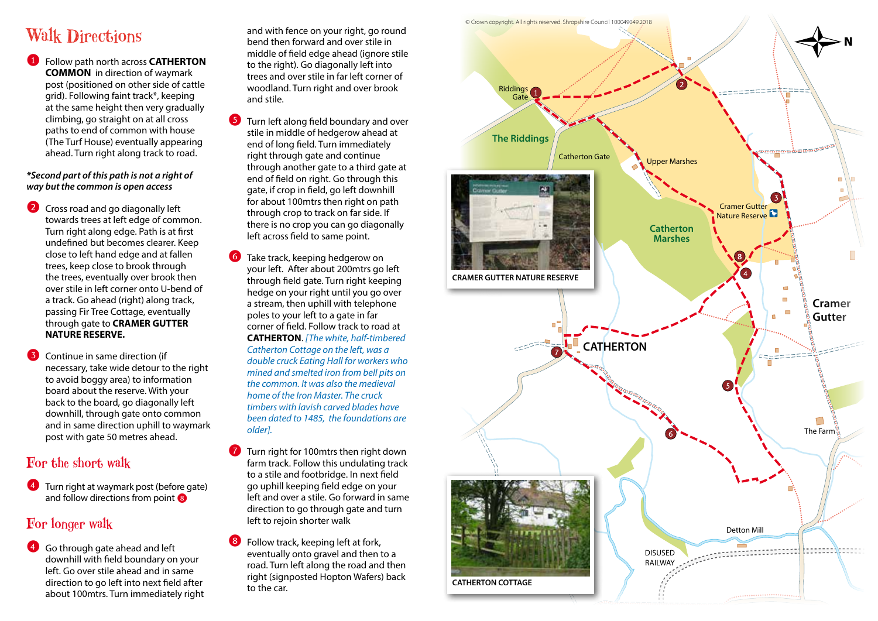# Walk Directions

1. Follow path north across **CATHERTON COMMON** in direction of waymark post (positioned on other side of cattle grid). Following faint track*, keeping at the same height then very gradually climbing, go straight on at all cross paths to end of common with house (The Turf House) eventually appearing ahead. Turn right along track to road.

***Second part of this path is not a right of way but the common is open access***

2. Cross road and go diagonally left towards trees at left edge of common. Turn right along edge. Path is at first undefined but becomes clearer. Keep close to left hand edge and at fallen trees, keep close to brook through the trees, eventually over brook then over stile in left corner onto U-bend of a track. Go ahead (right) along track, passing Fir Tree Cottage, eventually through gate to **CRAMER GUTTER NATURE RESERVE.**

3. Continue in same direction (if necessary, take wide detour to the right to avoid boggy area) to information board about the reserve. With your back to the board, go diagonally left downhill, through gate onto common and in same direction uphill to waymark post with gate 50 metres ahead.

## For the short walk

4. Turn right at waymark post (before gate) and follow directions from point 8

## For longer walk

4. Go through gate ahead and left downhill with field boundary on your left. Go over stile ahead and in same direction to go left into next field after about 100mtrs. Turn immediately right and with fence on your right, go round bend then forward and over stile in middle of field edge ahead (ignore stile to the right). Go diagonally left into trees and over stile in far left corner of woodland. Turn right and over brook and stile.

5. Turn left along field boundary and over stile in middle of hedgerow ahead at end of long field. Turn immediately right through gate and continue through another gate to a third gate at end of field on right. Go through this gate, if crop in field, go left downhill for about 100mtrs then right on path through crop to track on far side. If there is no crop you can go diagonally left across field to same point.

6. Take track, keeping hedgerow on your left. After about 200mtrs go left through field gate. Turn right keeping hedge on your right until you go over a stream, then uphill with telephone poles to your left to a gate in far corner of field. Follow track to road at **CATHERTON**. *[The white, half-timbered Catherton Cottage on the left, was a double cruck Eating Hall for workers who mined and smelted iron from bell pits on the common. It was also the medieval home of the Iron Master. The cruck timbers with lavish carved blades have been dated to 1485, the foundations are older].*

7. Turn right for 100mtrs then right down farm track. Follow this undulating track to a stile and footbridge. In next field go uphill keeping field edge on your left and over a stile. Go forward in same direction to go through gate and turn left to rejoin shorter walk

8. Follow track, keeping left at fork, eventually onto gravel and then to a road. Turn left along the road and then right (signposted Hopton Wafers) back to the car.

© Crown copyright. All rights reserved. Shropshire Council 100049049 2018

N

Riddings Gate
The Riddings
Catherton Gate
Upper Marshes
Cramer Gutter Nature Reserve
Catherton Marshes
CATHERTON
Cramer Gutter
The Farm
Detton Mill
DISUSED RAILWAY

CRAMER GUTTER NATURE RESERVE

CATHERTON COTTAGE